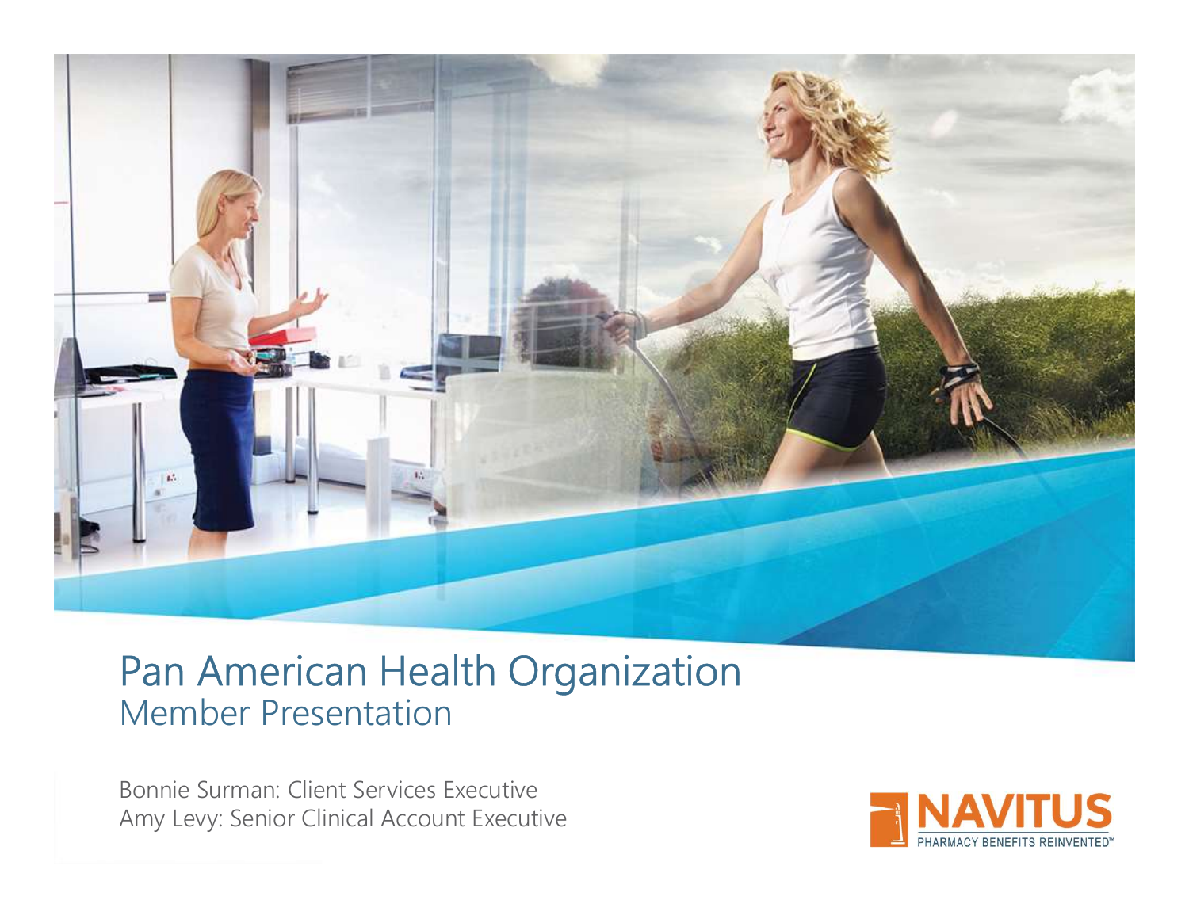# Pan American Health Organization

## Member Presentation

Bonnie Surman: Client Services Executive
Amy Levy: Senior Clinical Account Executive

NAVITUS
PHARMACY BENEFITS REINVENTED™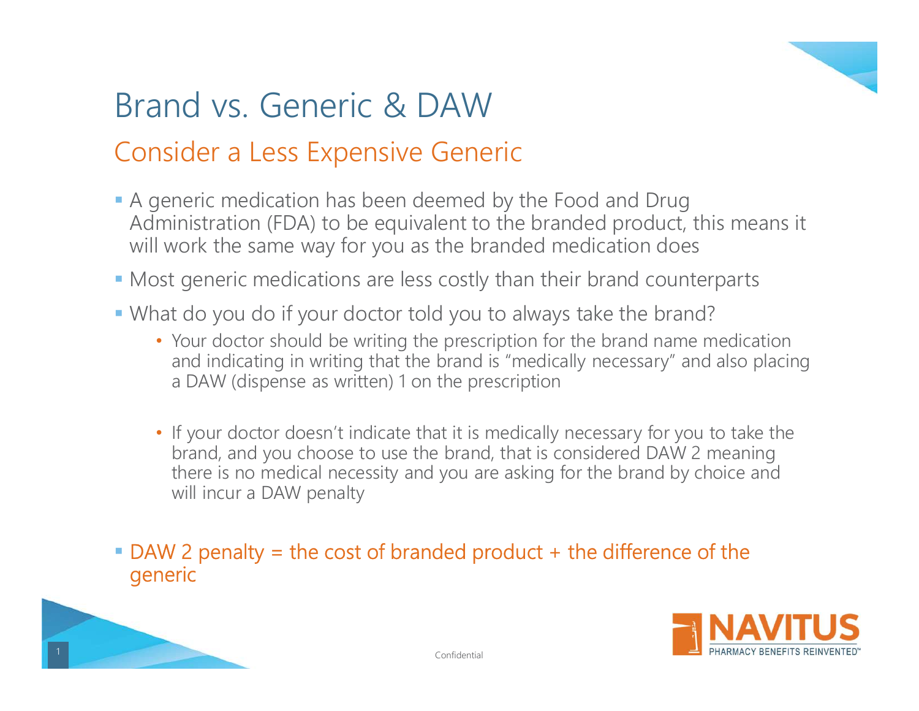# Brand vs. Generic & DAW

## Consider a Less Expensive Generic

- A generic medication has been deemed by the Food and Drug Administration (FDA) to be equivalent to the branded product, this means it will work the same way for you as the branded medication does
- Most generic medications are less costly than their brand counterparts
- What do you do if your doctor told you to always take the brand?
  - Your doctor should be writing the prescription for the brand name medication and indicating in writing that the brand is "medically necessary" and also placing a DAW (dispense as written) 1 on the prescription
  - If your doctor doesn't indicate that it is medically necessary for you to take the brand, and you choose to use the brand, that is considered DAW 2 meaning there is no medical necessity and you are asking for the brand by choice and will incur a DAW penalty
- DAW 2 penalty = the cost of branded product + the difference of the generic

Confidential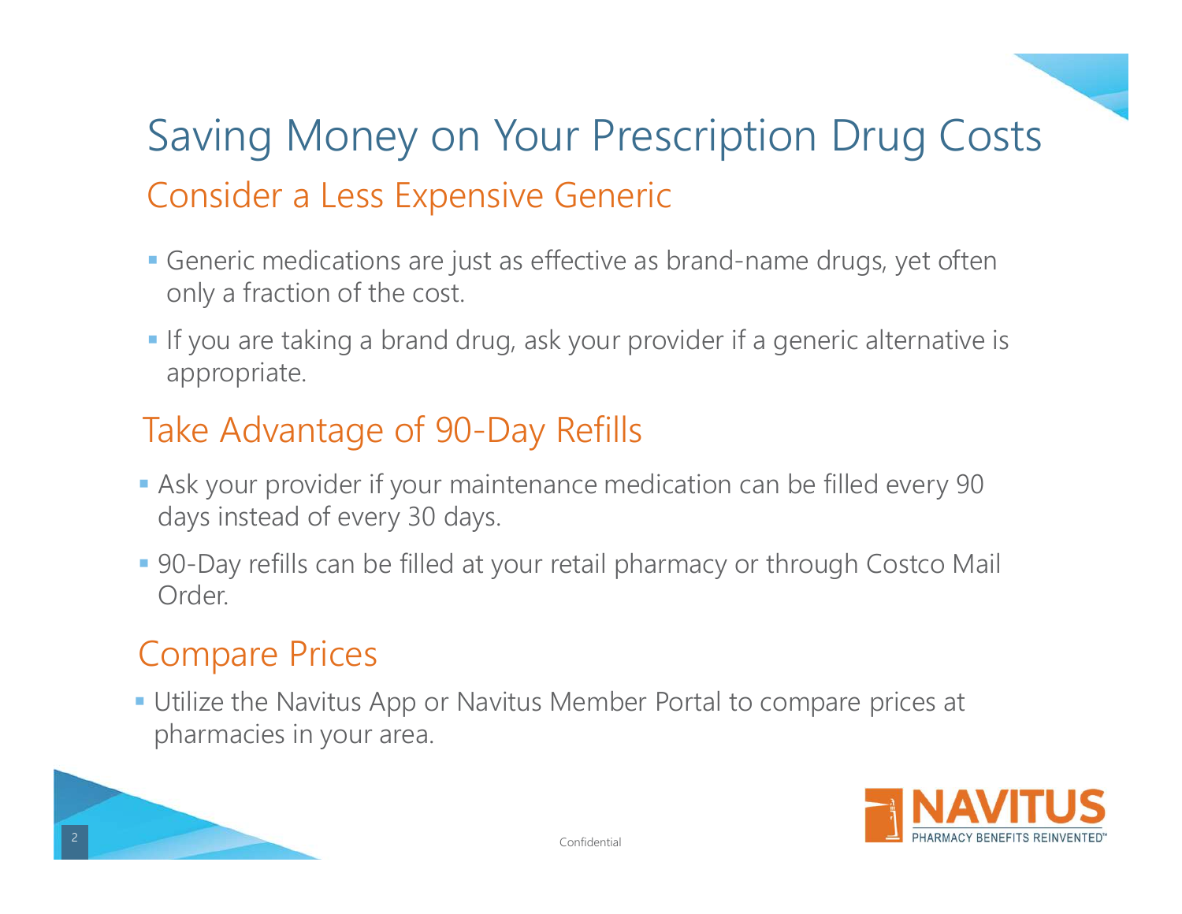# Saving Money on Your Prescription Drug Costs

## Consider a Less Expensive Generic

- Generic medications are just as effective as brand-name drugs, yet often only a fraction of the cost.
- If you are taking a brand drug, ask your provider if a generic alternative is appropriate.

## Take Advantage of 90-Day Refills

- Ask your provider if your maintenance medication can be filled every 90 days instead of every 30 days.
- 90-Day refills can be filled at your retail pharmacy or through Costco Mail Order.

## Compare Prices

- Utilize the Navitus App or Navitus Member Portal to compare prices at pharmacies in your area.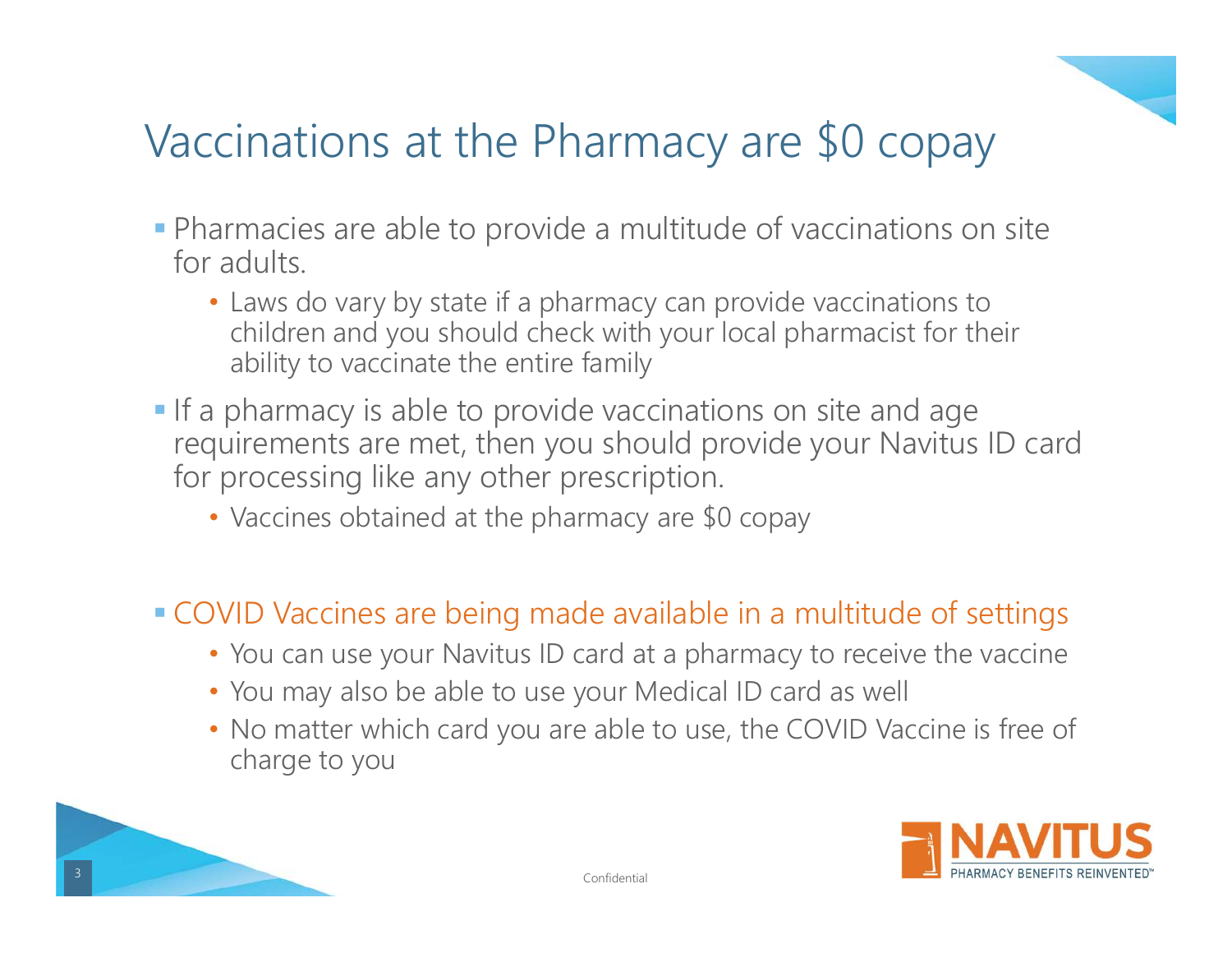# Vaccinations at the Pharmacy are $0 copay

- Pharmacies are able to provide a multitude of vaccinations on site for adults.
  - Laws do vary by state if a pharmacy can provide vaccinations to children and you should check with your local pharmacist for their ability to vaccinate the entire family
- If a pharmacy is able to provide vaccinations on site and age requirements are met, then you should provide your Navitus ID card for processing like any other prescription.
  - Vaccines obtained at the pharmacy are $0 copay
- COVID Vaccines are being made available in a multitude of settings
  - You can use your Navitus ID card at a pharmacy to receive the vaccine
  - You may also be able to use your Medical ID card as well
  - No matter which card you are able to use, the COVID Vaccine is free of charge to you

Confidential

NAVITUS PHARMACY BENEFITS REINVENTED™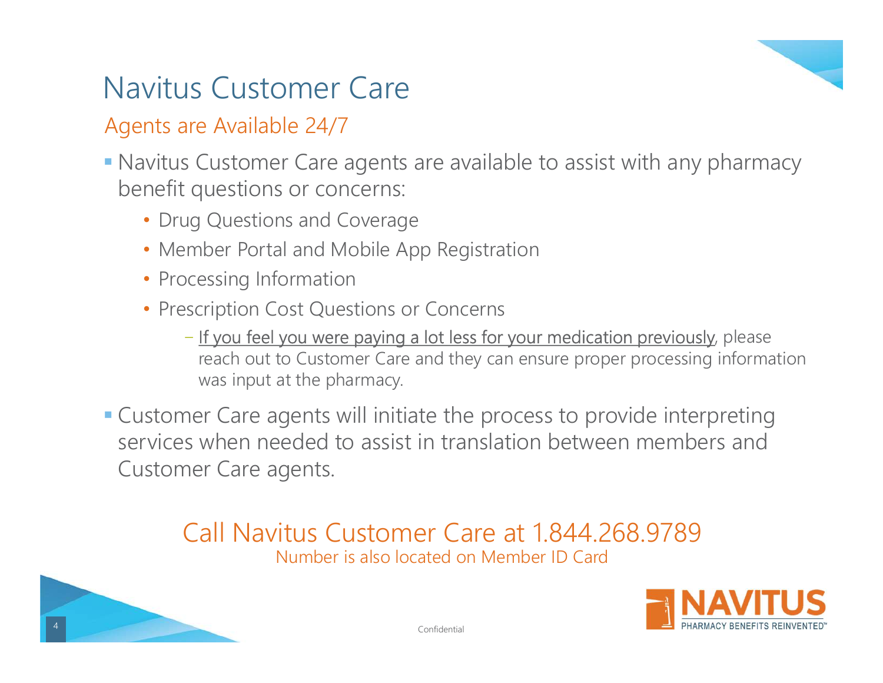# Navitus Customer Care

## Agents are Available 24/7

- Navitus Customer Care agents are available to assist with any pharmacy benefit questions or concerns:
  - Drug Questions and Coverage
  - Member Portal and Mobile App Registration
  - Processing Information
  - Prescription Cost Questions or Concerns
    - If you feel you were paying a lot less for your medication previously, please reach out to Customer Care and they can ensure proper processing information was input at the pharmacy.
- Customer Care agents will initiate the process to provide interpreting services when needed to assist in translation between members and Customer Care agents.

Call Navitus Customer Care at 1.844.268.9789

Number is also located on Member ID Card

Confidential

NAVITUS PHARMACY BENEFITS REINVENTED™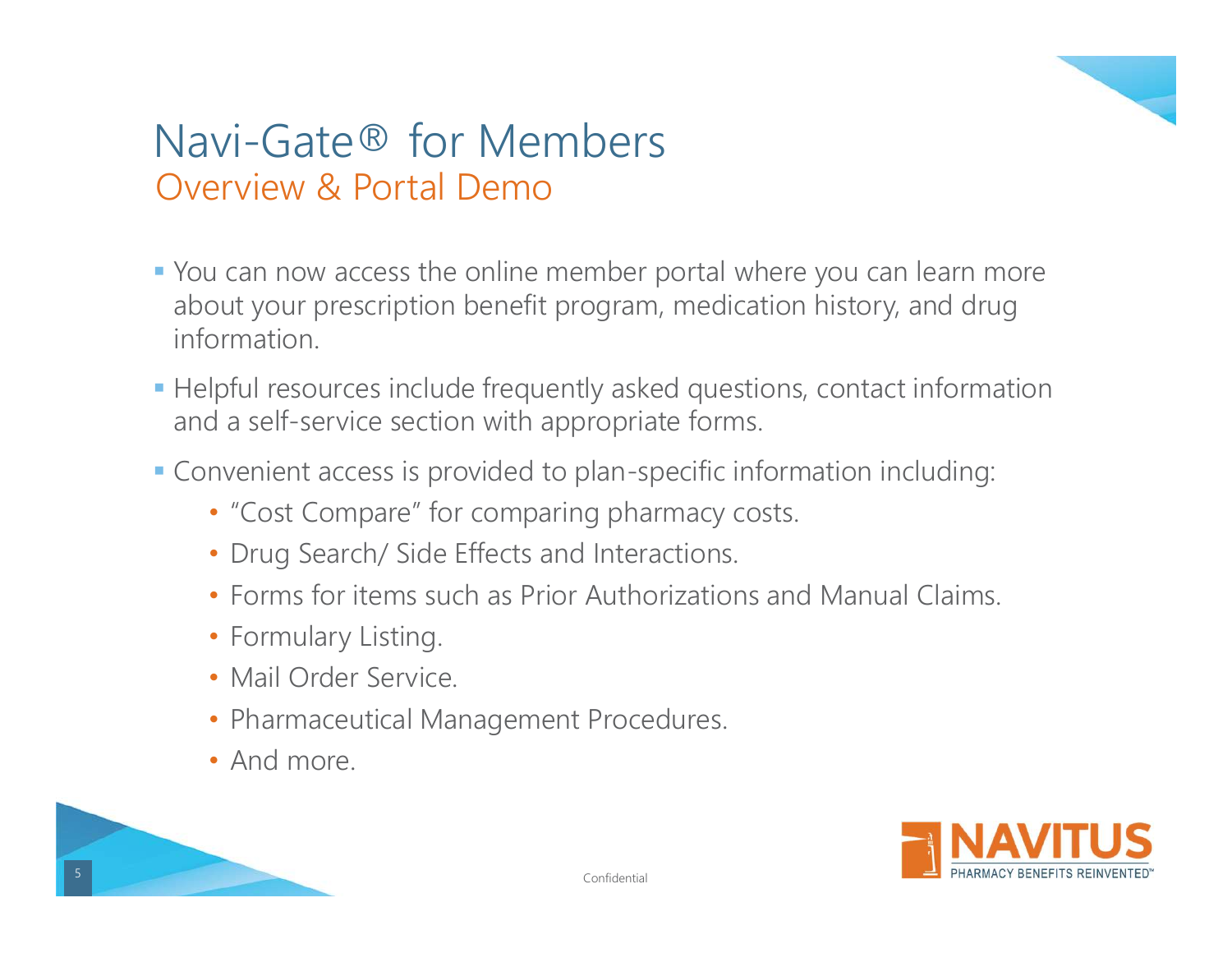# Navi-Gate® for Members

## Overview & Portal Demo

- You can now access the online member portal where you can learn more about your prescription benefit program, medication history, and drug information.
- Helpful resources include frequently asked questions, contact information and a self-service section with appropriate forms.
- Convenient access is provided to plan-specific information including:
  - "Cost Compare" for comparing pharmacy costs.
  - Drug Search/ Side Effects and Interactions.
  - Forms for items such as Prior Authorizations and Manual Claims.
  - Formulary Listing.
  - Mail Order Service.
  - Pharmaceutical Management Procedures.
  - And more.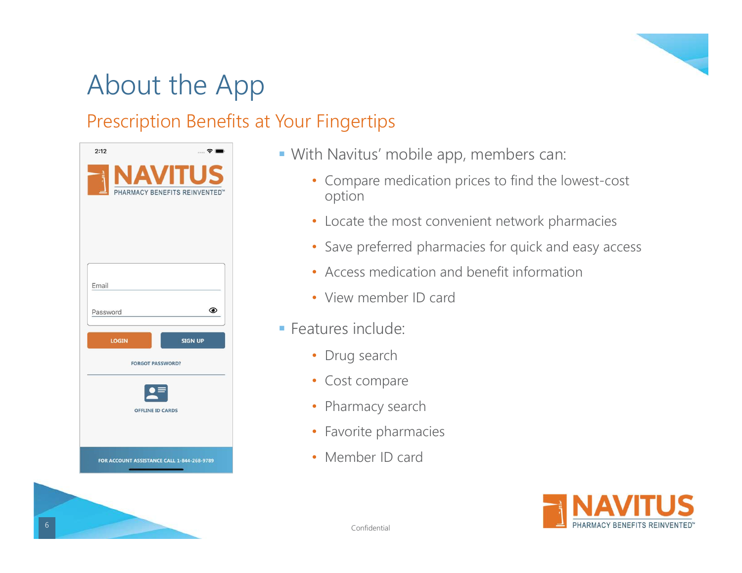# About the App

## Prescription Benefits at Your Fingertips

- With Navitus' mobile app, members can:
  - Compare medication prices to find the lowest-cost option
  - Locate the most convenient network pharmacies
  - Save preferred pharmacies for quick and easy access
  - Access medication and benefit information
  - View member ID card
- Features include:
  - Drug search
  - Cost compare
  - Pharmacy search
  - Favorite pharmacies
  - Member ID card

Confidential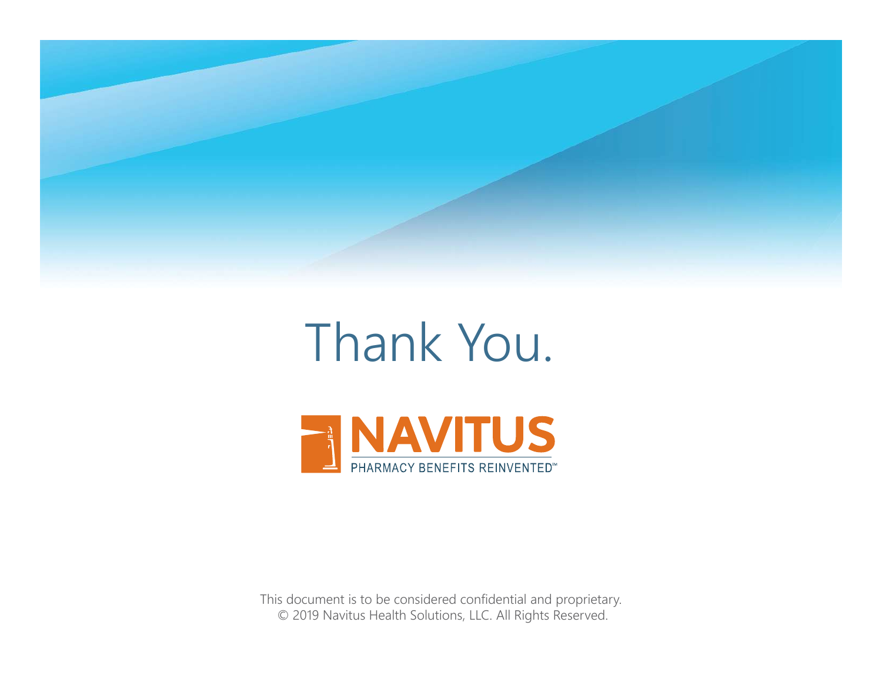# Thank You.

NAVITUS
PHARMACY BENEFITS REINVENTED™

This document is to be considered confidential and proprietary.
© 2019 Navitus Health Solutions, LLC. All Rights Reserved.